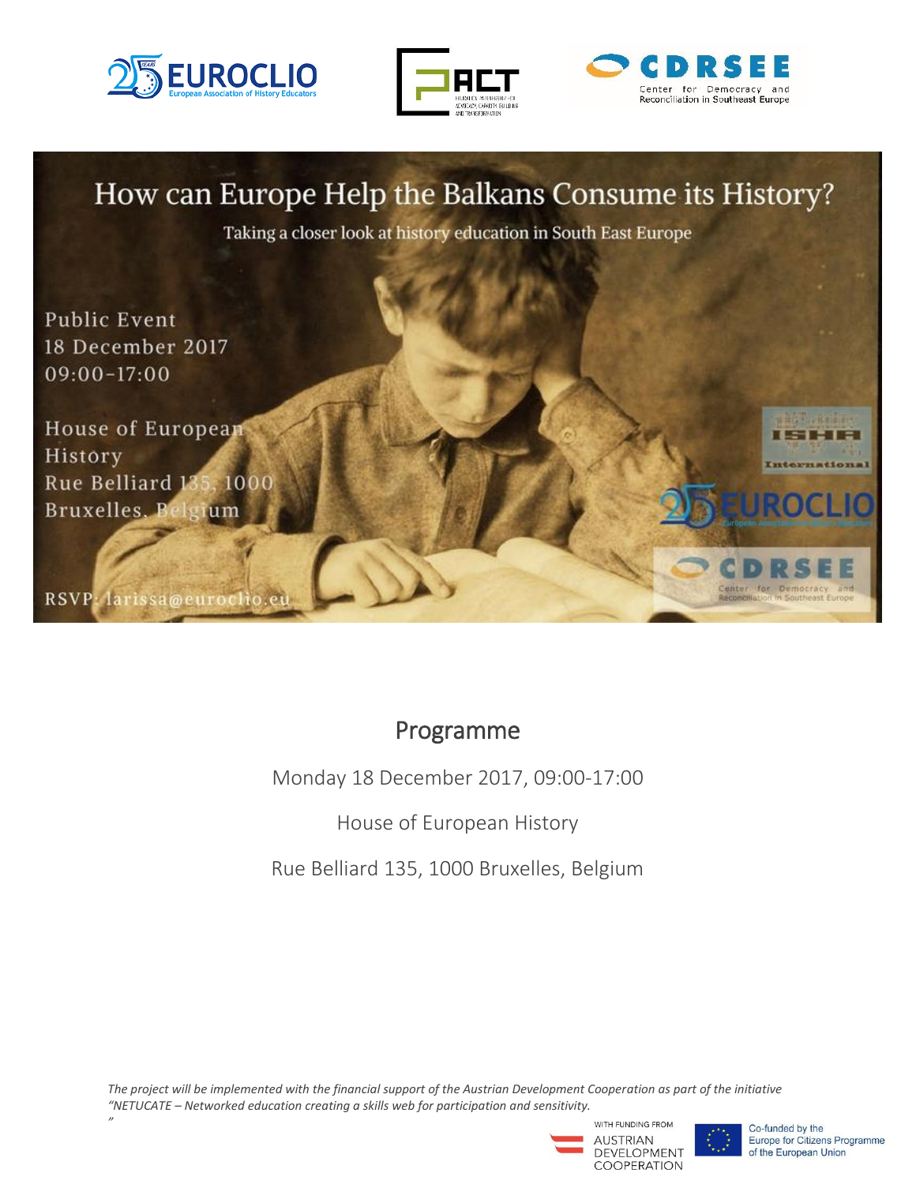# How can Europe Help the Balkans Consume its History?

Taking a closer look at history education in South East Europe

Public Event
18 December 2017
09:00-17:00

House of European History
Rue Belliard 135, 1000 Bruxelles, Belgium

RSVP: larissa@euroclio.eu

## Programme

Monday 18 December 2017, 09:00-17:00

House of European History

Rue Belliard 135, 1000 Bruxelles, Belgium

*The project will be implemented with the financial support of the Austrian Development Cooperation as part of the initiative "NETUCATE – Networked education creating a skills web for participation and sensitivity."*

WITH FUNDING FROM AUSTRIAN DEVELOPMENT COOPERATION

Co-funded by the Europe for Citizens Programme of the European Union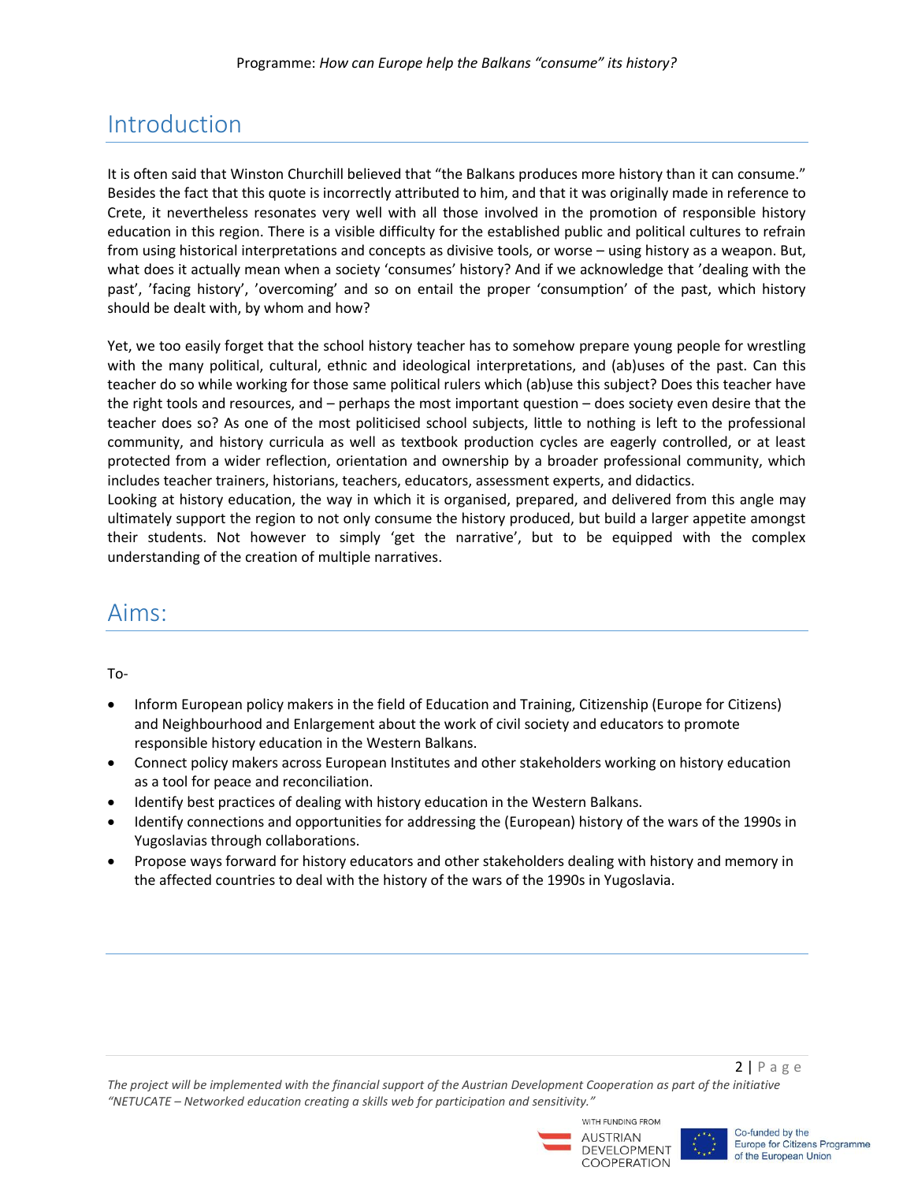## Introduction

It is often said that Winston Churchill believed that "the Balkans produces more history than it can consume." Besides the fact that this quote is incorrectly attributed to him, and that it was originally made in reference to Crete, it nevertheless resonates very well with all those involved in the promotion of responsible history education in this region. There is a visible difficulty for the established public and political cultures to refrain from using historical interpretations and concepts as divisive tools, or worse – using history as a weapon. But, what does it actually mean when a society 'consumes' history? And if we acknowledge that 'dealing with the past', 'facing history', 'overcoming' and so on entail the proper 'consumption' of the past, which history should be dealt with, by whom and how?

Yet, we too easily forget that the school history teacher has to somehow prepare young people for wrestling with the many political, cultural, ethnic and ideological interpretations, and (ab)uses of the past. Can this teacher do so while working for those same political rulers which (ab)use this subject? Does this teacher have the right tools and resources, and – perhaps the most important question – does society even desire that the teacher does so? As one of the most politicised school subjects, little to nothing is left to the professional community, and history curricula as well as textbook production cycles are eagerly controlled, or at least protected from a wider reflection, orientation and ownership by a broader professional community, which includes teacher trainers, historians, teachers, educators, assessment experts, and didactics.
Looking at history education, the way in which it is organised, prepared, and delivered from this angle may ultimately support the region to not only consume the history produced, but build a larger appetite amongst their students. Not however to simply 'get the narrative', but to be equipped with the complex understanding of the creation of multiple narratives.

## Aims:

To-

- Inform European policy makers in the field of Education and Training, Citizenship (Europe for Citizens) and Neighbourhood and Enlargement about the work of civil society and educators to promote responsible history education in the Western Balkans.
- Connect policy makers across European Institutes and other stakeholders working on history education as a tool for peace and reconciliation.
- Identify best practices of dealing with history education in the Western Balkans.
- Identify connections and opportunities for addressing the (European) history of the wars of the 1990s in Yugoslavias through collaborations.
- Propose ways forward for history educators and other stakeholders dealing with history and memory in the affected countries to deal with the history of the wars of the 1990s in Yugoslavia.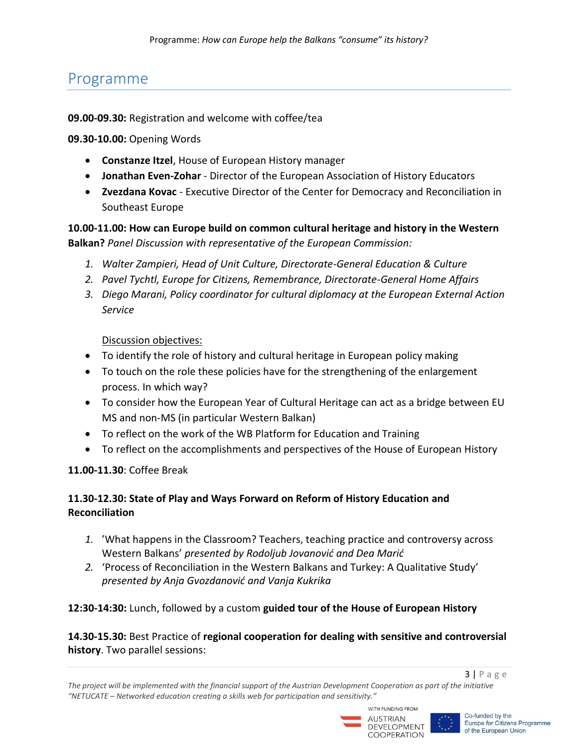## Programme

**09.00-09.30:** Registration and welcome with coffee/tea

**09.30-10.00:** Opening Words

- **Constanze Itzel**, House of European History manager
- **Jonathan Even-Zohar** - Director of the European Association of History Educators
- **Zvezdana Kovac** - Executive Director of the Center for Democracy and Reconciliation in Southeast Europe

**10.00-11.00: How can Europe build on common cultural heritage and history in the Western Balkan?** *Panel Discussion with representative of the European Commission:*

1. *Walter Zampieri, Head of Unit Culture, Directorate-General Education & Culture*
2. *Pavel Tychtl, Europe for Citizens, Remembrance, Directorate-General Home Affairs*
3. *Diego Marani, Policy coordinator for cultural diplomacy at the European External Action Service*

Discussion objectives:

- To identify the role of history and cultural heritage in European policy making
- To touch on the role these policies have for the strengthening of the enlargement process. In which way?
- To consider how the European Year of Cultural Heritage can act as a bridge between EU MS and non-MS (in particular Western Balkan)
- To reflect on the work of the WB Platform for Education and Training
- To reflect on the accomplishments and perspectives of the House of European History

**11.00-11.30**: Coffee Break

**11.30-12.30: State of Play and Ways Forward on Reform of History Education and Reconciliation**

1. 'What happens in the Classroom? Teachers, teaching practice and controversy across Western Balkans' *presented by Rodoljub Jovanović and Dea Marić*
2. 'Process of Reconciliation in the Western Balkans and Turkey: A Qualitative Study' *presented by Anja Gvozdanović and Vanja Kukrika*

**12:30-14:30:** Lunch, followed by a custom **guided tour of the House of European History**

**14.30-15.30:** Best Practice of **regional cooperation for dealing with sensitive and controversial history**. Two parallel sessions:

*The project will be implemented with the financial support of the Austrian Development Cooperation as part of the initiative "NETUCATE – Networked education creating a skills web for participation and sensitivity."*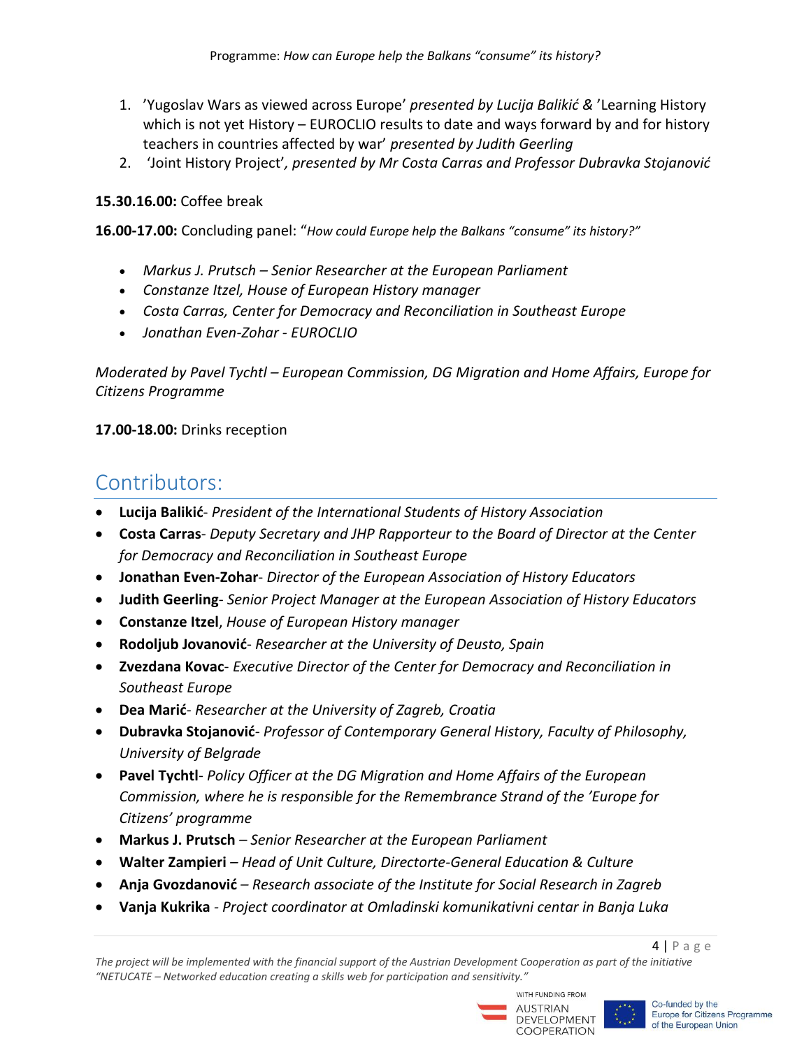1. 'Yugoslav Wars as viewed across Europe' *presented by Lucija Balikić &* 'Learning History which is not yet History – EUROCLIO results to date and ways forward by and for history teachers in countries affected by war' *presented by Judith Geerling*
2. 'Joint History Project', *presented by Mr Costa Carras and Professor Dubravka Stojanović*

**15.30.16.00:** Coffee break

**16.00-17.00:** Concluding panel: "*How could Europe help the Balkans "consume" its history?"*

- *Markus J. Prutsch – Senior Researcher at the European Parliament*
- *Constanze Itzel, House of European History manager*
- *Costa Carras, Center for Democracy and Reconciliation in Southeast Europe*
- *Jonathan Even-Zohar - EUROCLIO*

*Moderated by Pavel Tychtl – European Commission, DG Migration and Home Affairs, Europe for Citizens Programme*

**17.00-18.00:** Drinks reception

## Contributors:

- **Lucija Balikić**- *President of the International Students of History Association*
- **Costa Carras**- *Deputy Secretary and JHP Rapporteur to the Board of Director at the Center for Democracy and Reconciliation in Southeast Europe*
- **Jonathan Even-Zohar**- *Director of the European Association of History Educators*
- **Judith Geerling**- *Senior Project Manager at the European Association of History Educators*
- **Constanze Itzel**, *House of European History manager*
- **Rodoljub Jovanović**- *Researcher at the University of Deusto, Spain*
- **Zvezdana Kovac**- *Executive Director of the Center for Democracy and Reconciliation in Southeast Europe*
- **Dea Marić**- *Researcher at the University of Zagreb, Croatia*
- **Dubravka Stojanović**- *Professor of Contemporary General History, Faculty of Philosophy, University of Belgrade*
- **Pavel Tychtl**- *Policy Officer at the DG Migration and Home Affairs of the European Commission, where he is responsible for the Remembrance Strand of the 'Europe for Citizens' programme*
- **Markus J. Prutsch** – *Senior Researcher at the European Parliament*
- **Walter Zampieri** – *Head of Unit Culture, Directorte-General Education & Culture*
- **Anja Gvozdanović** – *Research associate of the Institute for Social Research in Zagreb*
- **Vanja Kukrika** - *Project coordinator at Omladinski komunikativni centar in Banja Luka*

*The project will be implemented with the financial support of the Austrian Development Cooperation as part of the initiative "NETUCATE – Networked education creating a skills web for participation and sensitivity."*

WITH FUNDING FROM AUSTRIAN DEVELOPMENT COOPERATION

Co-funded by the Europe for Citizens Programme of the European Union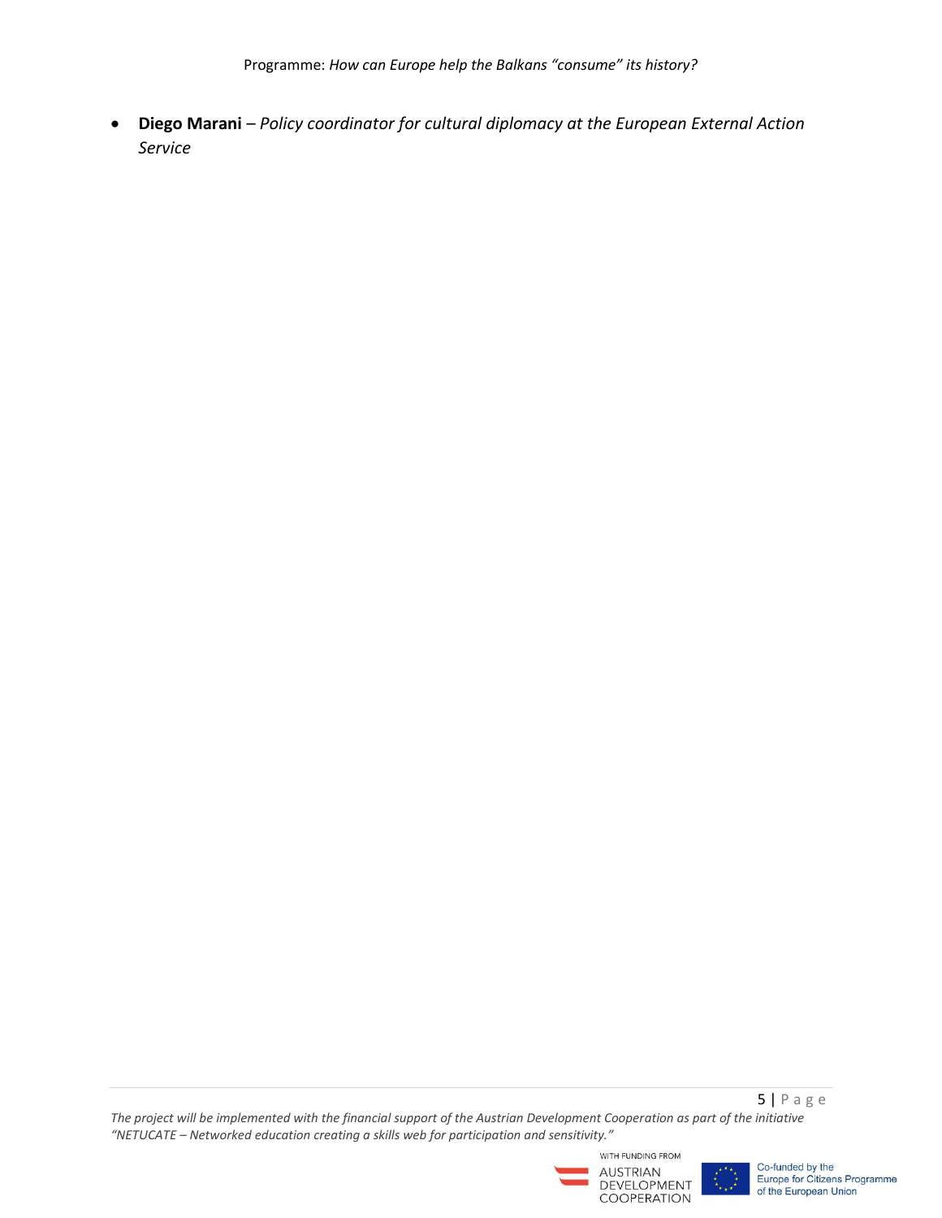- **Diego Marani** – *Policy coordinator for cultural diplomacy at the European External Action Service*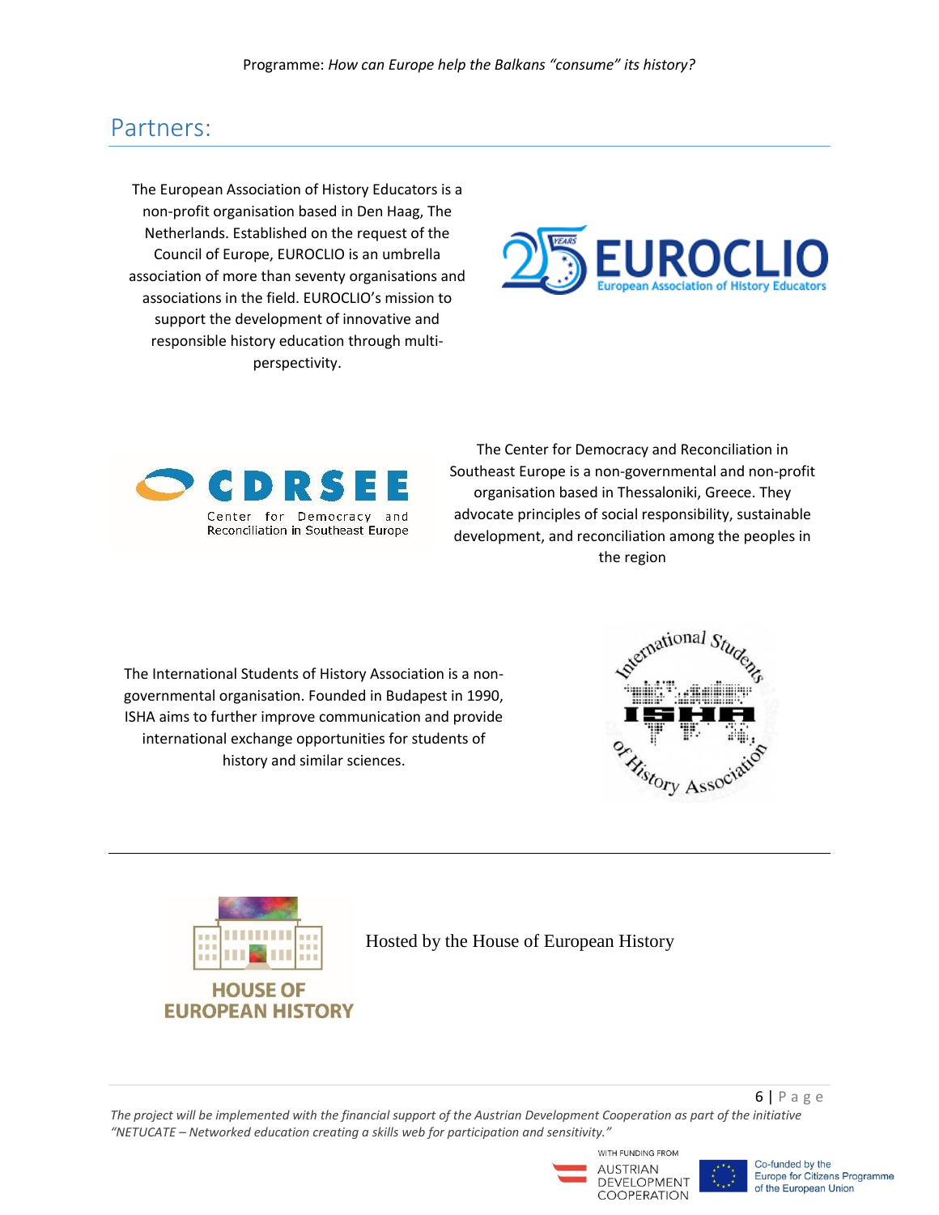## Partners:

The European Association of History Educators is a non-profit organisation based in Den Haag, The Netherlands. Established on the request of the Council of Europe, EUROCLIO is an umbrella association of more than seventy organisations and associations in the field. EUROCLIO's mission to support the development of innovative and responsible history education through multi-perspectivity.

The Center for Democracy and Reconciliation in Southeast Europe is a non-governmental and non-profit organisation based in Thessaloniki, Greece. They advocate principles of social responsibility, sustainable development, and reconciliation among the peoples in the region

The International Students of History Association is a non-governmental organisation. Founded in Budapest in 1990, ISHA aims to further improve communication and provide international exchange opportunities for students of history and similar sciences.

---

Hosted by the House of European History

*The project will be implemented with the financial support of the Austrian Development Cooperation as part of the initiative "NETUCATE – Networked education creating a skills web for participation and sensitivity."*

WITH FUNDING FROM AUSTRIAN DEVELOPMENT COOPERATION

Co-funded by the Europe for Citizens Programme of the European Union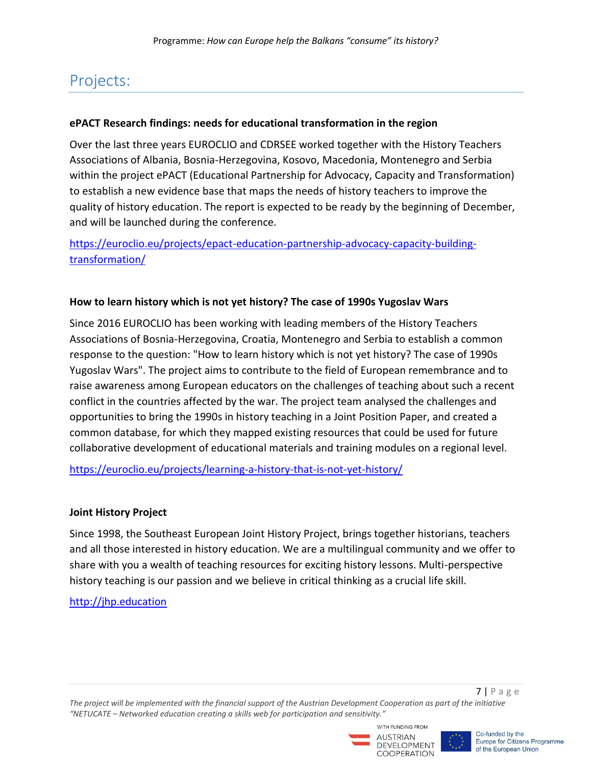# Projects:

**ePACT Research findings: needs for educational transformation in the region**

Over the last three years EUROCLIO and CDRSEE worked together with the History Teachers Associations of Albania, Bosnia-Herzegovina, Kosovo, Macedonia, Montenegro and Serbia within the project ePACT (Educational Partnership for Advocacy, Capacity and Transformation) to establish a new evidence base that maps the needs of history teachers to improve the quality of history education. The report is expected to be ready by the beginning of December, and will be launched during the conference.

https://euroclio.eu/projects/epact-education-partnership-advocacy-capacity-building-transformation/

**How to learn history which is not yet history? The case of 1990s Yugoslav Wars**

Since 2016 EUROCLIO has been working with leading members of the History Teachers Associations of Bosnia-Herzegovina, Croatia, Montenegro and Serbia to establish a common response to the question: "How to learn history which is not yet history? The case of 1990s Yugoslav Wars". The project aims to contribute to the field of European remembrance and to raise awareness among European educators on the challenges of teaching about such a recent conflict in the countries affected by the war. The project team analysed the challenges and opportunities to bring the 1990s in history teaching in a Joint Position Paper, and created a common database, for which they mapped existing resources that could be used for future collaborative development of educational materials and training modules on a regional level.

https://euroclio.eu/projects/learning-a-history-that-is-not-yet-history/

**Joint History Project**

Since 1998, the Southeast European Joint History Project, brings together historians, teachers and all those interested in history education. We are a multilingual community and we offer to share with you a wealth of teaching resources for exciting history lessons. Multi-perspective history teaching is our passion and we believe in critical thinking as a crucial life skill.

http://jhp.education

*The project will be implemented with the financial support of the Austrian Development Cooperation as part of the initiative "NETUCATE – Networked education creating a skills web for participation and sensitivity."*

WITH FUNDING FROM AUSTRIAN DEVELOPMENT COOPERATION

Co-funded by the Europe for Citizens Programme of the European Union